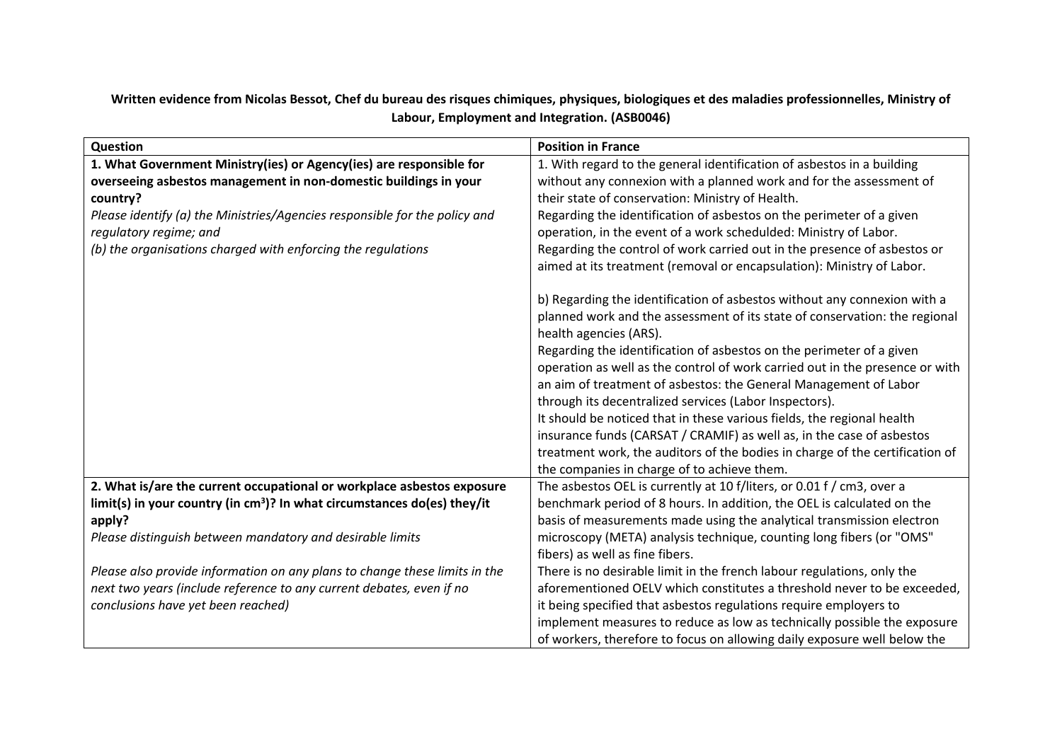**Written evidence from Nicolas Bessot, Chef du bureau des risques chimiques, physiques, biologiques et des maladies professionnelles, Ministry of Labour, Employment and Integration. (ASB0046)**

| Question | Position in France |
| --- | --- |
| **1. What Government Ministry(ies) or Agency(ies) are responsible for overseeing asbestos management in non-domestic buildings in your country?**<br>*Please identify (a) the Ministries/Agencies responsible for the policy and regulatory regime; and*<br>*(b) the organisations charged with enforcing the regulations* | 1. With regard to the general identification of asbestos in a building without any connexion with a planned work and for the assessment of their state of conservation: Ministry of Health.<br>Regarding the identification of asbestos on the perimeter of a given operation, in the event of a work schedulded: Ministry of Labor.<br>Regarding the control of work carried out in the presence of asbestos or aimed at its treatment (removal or encapsulation): Ministry of Labor.<br><br>b) Regarding the identification of asbestos without any connexion with a planned work and the assessment of its state of conservation: the regional health agencies (ARS).<br>Regarding the identification of asbestos on the perimeter of a given operation as well as the control of work carried out in the presence or with an aim of treatment of asbestos: the General Management of Labor through its decentralized services (Labor Inspectors).<br>It should be noticed that in these various fields, the regional health insurance funds (CARSAT / CRAMIF) as well as, in the case of asbestos treatment work, the auditors of the bodies in charge of the certification of the companies in charge of to achieve them. |
| **2. What is/are the current occupational or workplace asbestos exposure limit(s) in your country (in $cm^3$)? In what circumstances do(es) they/it apply?**<br>*Please distinguish between mandatory and desirable limits*<br><br>*Please also provide information on any plans to change these limits in the next two years (include reference to any current debates, even if no conclusions have yet been reached)* | The asbestos OEL is currently at 10 f/liters, or 0.01 f / cm3, over a benchmark period of 8 hours. In addition, the OEL is calculated on the basis of measurements made using the analytical transmission electron microscopy (META) analysis technique, counting long fibers (or "OMS" fibers) as well as fine fibers.<br>There is no desirable limit in the french labour regulations, only the aforementioned OELV which constitutes a threshold never to be exceeded, it being specified that asbestos regulations require employers to implement measures to reduce as low as technically possible the exposure of workers, therefore to focus on allowing daily exposure well below the |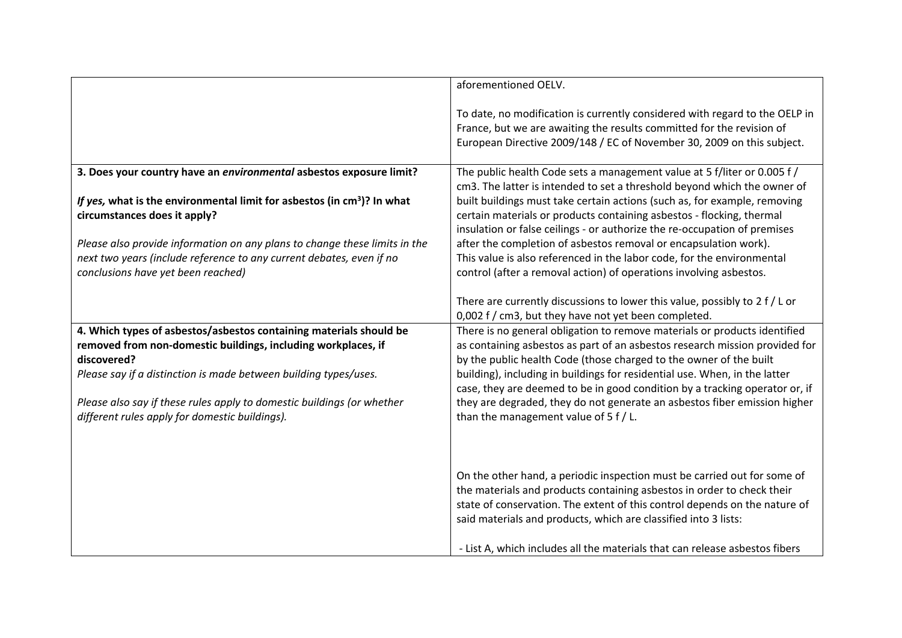| | |
|---|---|
| | aforementioned OELV.<br><br>To date, no modification is currently considered with regard to the OELP in France, but we are awaiting the results committed for the revision of European Directive 2009/148 / EC of November 30, 2009 on this subject. |
| **3. Does your country have an *environmental* asbestos exposure limit?**<br><br>***If yes,* what is the environmental limit for asbestos (in cm³)? In what circumstances does it apply?**<br><br>*Please also provide information on any plans to change these limits in the next two years (include reference to any current debates, even if no conclusions have yet been reached)* | The public health Code sets a management value at 5 f/liter or 0.005 f / cm3. The latter is intended to set a threshold beyond which the owner of built buildings must take certain actions (such as, for example, removing certain materials or products containing asbestos - flocking, thermal insulation or false ceilings - or authorize the re-occupation of premises after the completion of asbestos removal or encapsulation work).<br>This value is also referenced in the labor code, for the environmental control (after a removal action) of operations involving asbestos.<br><br>There are currently discussions to lower this value, possibly to 2 f / L or 0,002 f / cm3, but they have not yet been completed. |
| **4. Which types of asbestos/asbestos containing materials should be removed from non-domestic buildings, including workplaces, if discovered?**<br>*Please say if a distinction is made between building types/uses.*<br><br>*Please also say if these rules apply to domestic buildings (or whether different rules apply for domestic buildings).* | There is no general obligation to remove materials or products identified as containing asbestos as part of an asbestos research mission provided for by the public health Code (those charged to the owner of the built building), including in buildings for residential use. When, in the latter case, they are deemed to be in good condition by a tracking operator or, if they are degraded, they do not generate an asbestos fiber emission higher than the management value of 5 f / L.<br><br>On the other hand, a periodic inspection must be carried out for some of the materials and products containing asbestos in order to check their state of conservation. The extent of this control depends on the nature of said materials and products, which are classified into 3 lists:<br><br>- List A, which includes all the materials that can release asbestos fibers |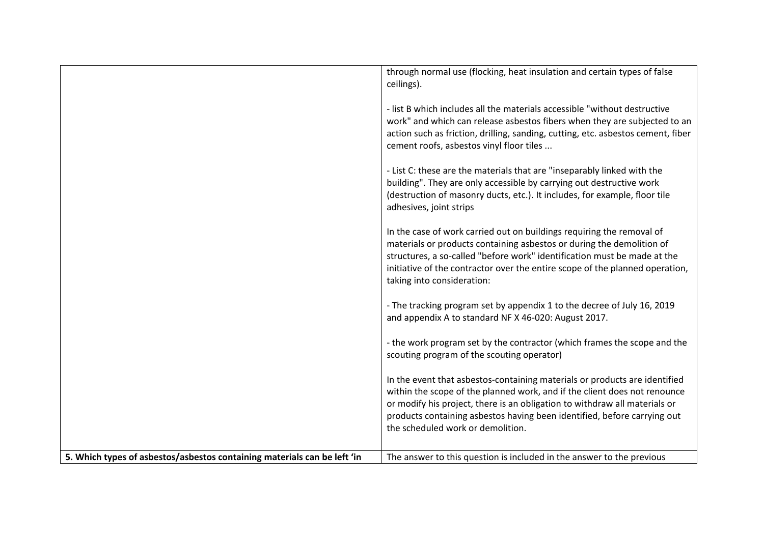| | |
|---|---|
| | through normal use (flocking, heat insulation and certain types of false ceilings).<br><br>- list B which includes all the materials accessible "without destructive work" and which can release asbestos fibers when they are subjected to an action such as friction, drilling, sanding, cutting, etc. asbestos cement, fiber cement roofs, asbestos vinyl floor tiles ...<br><br>- List C: these are the materials that are "inseparably linked with the building". They are only accessible by carrying out destructive work (destruction of masonry ducts, etc.). It includes, for example, floor tile adhesives, joint strips<br><br>In the case of work carried out on buildings requiring the removal of materials or products containing asbestos or during the demolition of structures, a so-called "before work" identification must be made at the initiative of the contractor over the entire scope of the planned operation, taking into consideration:<br><br>- The tracking program set by appendix 1 to the decree of July 16, 2019 and appendix A to standard NF X 46-020: August 2017.<br><br>- the work program set by the contractor (which frames the scope and the scouting program of the scouting operator)<br><br>In the event that asbestos-containing materials or products are identified within the scope of the planned work, and if the client does not renounce or modify his project, there is an obligation to withdraw all materials or products containing asbestos having been identified, before carrying out the scheduled work or demolition. |
| **5. Which types of asbestos/asbestos containing materials can be left 'in** | The answer to this question is included in the answer to the previous |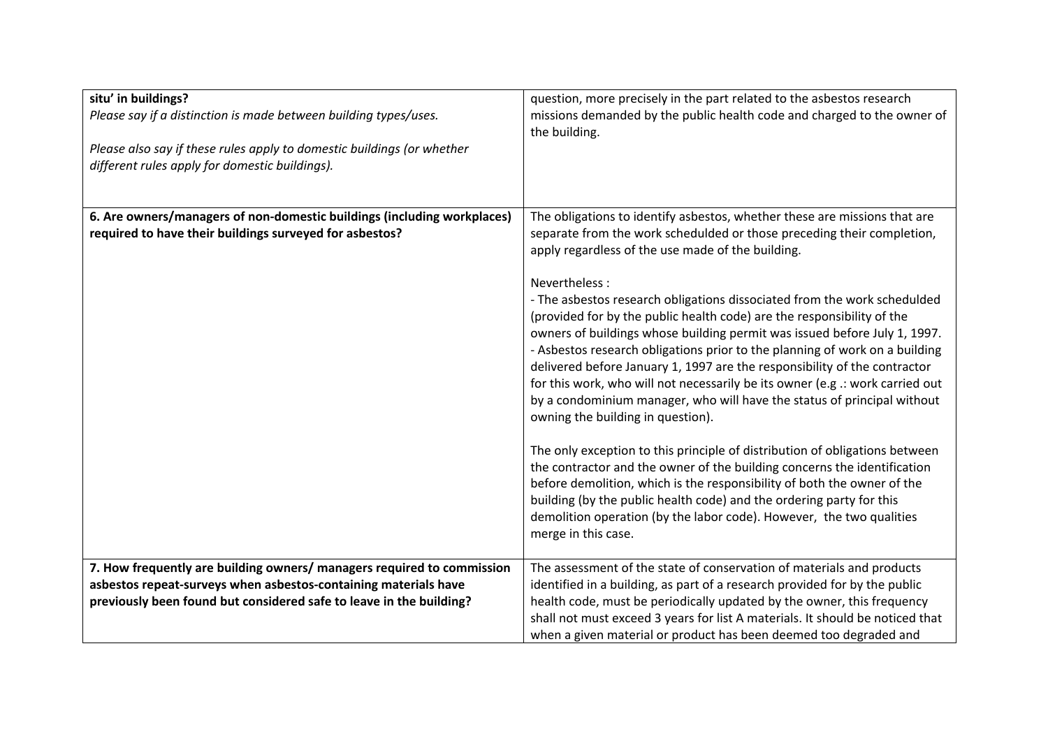| | |
|---|---|
| **situ' in buildings?**<br>*Please say if a distinction is made between building types/uses.*<br><br>*Please also say if these rules apply to domestic buildings (or whether different rules apply for domestic buildings).* | question, more precisely in the part related to the asbestos research missions demanded by the public health code and charged to the owner of the building. |
| **6. Are owners/managers of non-domestic buildings (including workplaces) required to have their buildings surveyed for asbestos?** | The obligations to identify asbestos, whether these are missions that are separate from the work schedulded or those preceding their completion, apply regardless of the use made of the building.<br><br>Nevertheless :<br>- The asbestos research obligations dissociated from the work schedulded (provided for by the public health code) are the responsibility of the owners of buildings whose building permit was issued before July 1, 1997.<br>- Asbestos research obligations prior to the planning of work on a building delivered before January 1, 1997 are the responsibility of the contractor for this work, who will not necessarily be its owner (e.g .: work carried out by a condominium manager, who will have the status of principal without owning the building in question).<br><br>The only exception to this principle of distribution of obligations between the contractor and the owner of the building concerns the identification before demolition, which is the responsibility of both the owner of the building (by the public health code) and the ordering party for this demolition operation (by the labor code). However, the two qualities merge in this case. |
| **7. How frequently are building owners/ managers required to commission asbestos repeat-surveys when asbestos-containing materials have previously been found but considered safe to leave in the building?** | The assessment of the state of conservation of materials and products identified in a building, as part of a research provided for by the public health code, must be periodically updated by the owner, this frequency shall not must exceed 3 years for list A materials. It should be noticed that when a given material or product has been deemed too degraded and |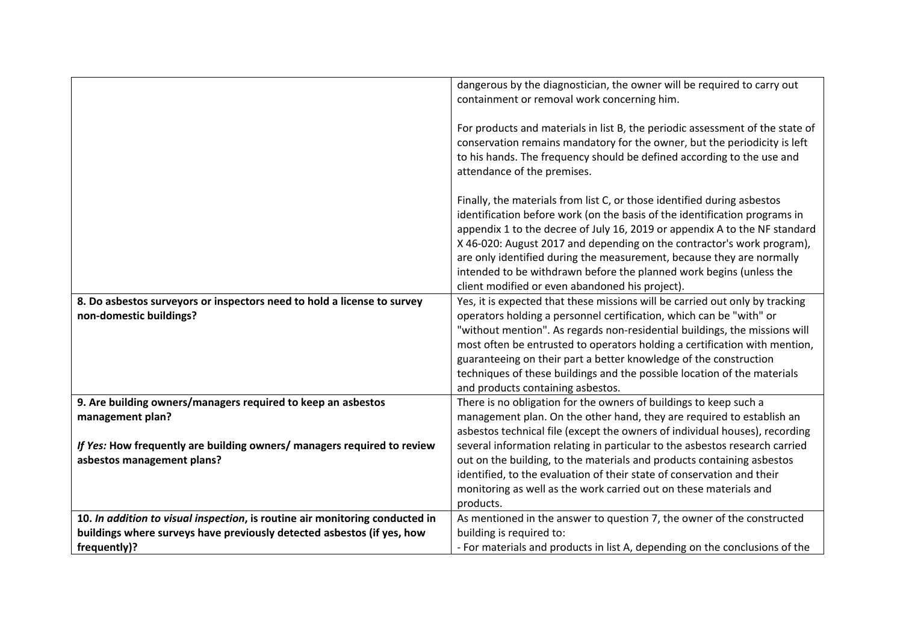| | |
|---|---|
| | dangerous by the diagnostician, the owner will be required to carry out containment or removal work concerning him.<br><br>For products and materials in list B, the periodic assessment of the state of conservation remains mandatory for the owner, but the periodicity is left to his hands. The frequency should be defined according to the use and attendance of the premises.<br><br>Finally, the materials from list C, or those identified during asbestos identification before work (on the basis of the identification programs in appendix 1 to the decree of July 16, 2019 or appendix A to the NF standard X 46-020: August 2017 and depending on the contractor's work program), are only identified during the measurement, because they are normally intended to be withdrawn before the planned work begins (unless the client modified or even abandoned his project). |
| **8. Do asbestos surveyors or inspectors need to hold a license to survey non-domestic buildings?** | Yes, it is expected that these missions will be carried out only by tracking operators holding a personnel certification, which can be "with" or "without mention". As regards non-residential buildings, the missions will most often be entrusted to operators holding a certification with mention, guaranteeing on their part a better knowledge of the construction techniques of these buildings and the possible location of the materials and products containing asbestos. |
| **9. Are building owners/managers required to keep an asbestos management plan?**<br><br>***If Yes:*** **How frequently are building owners/ managers required to review asbestos management plans?** | There is no obligation for the owners of buildings to keep such a management plan. On the other hand, they are required to establish an asbestos technical file (except the owners of individual houses), recording several information relating in particular to the asbestos research carried out on the building, to the materials and products containing asbestos identified, to the evaluation of their state of conservation and their monitoring as well as the work carried out on these materials and products. |
| **10. *In addition to visual inspection*, is routine air monitoring conducted in buildings where surveys have previously detected asbestos (if yes, how frequently)?** | As mentioned in the answer to question 7, the owner of the constructed building is required to:<br>- For materials and products in list A, depending on the conclusions of the |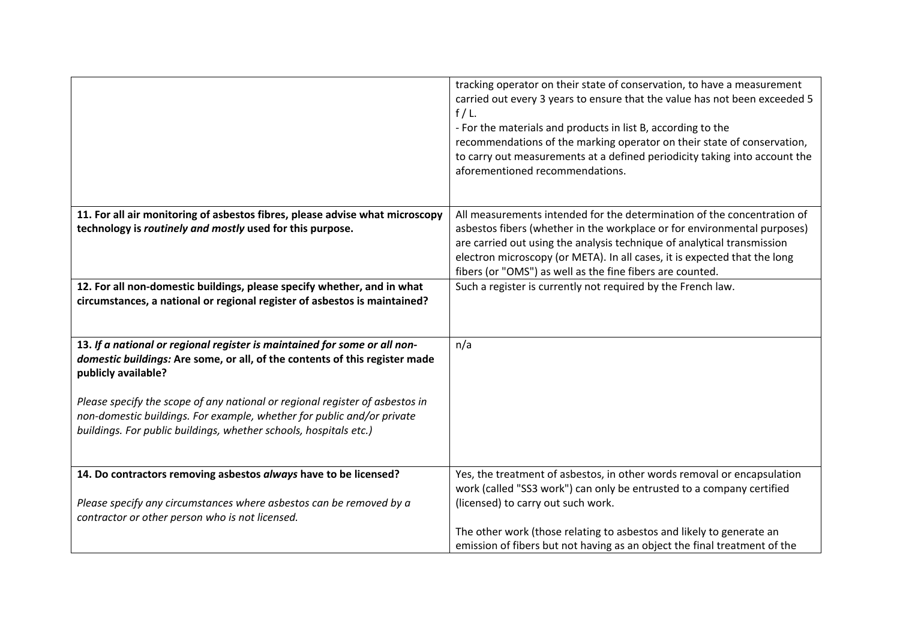| | |
|---|---|
| | tracking operator on their state of conservation, to have a measurement carried out every 3 years to ensure that the value has not been exceeded 5 f / L.<br>- For the materials and products in list B, according to the recommendations of the marking operator on their state of conservation, to carry out measurements at a defined periodicity taking into account the aforementioned recommendations. |
| **11. For all air monitoring of asbestos fibres, please advise what microscopy technology is *routinely and mostly* used for this purpose.** | All measurements intended for the determination of the concentration of asbestos fibers (whether in the workplace or for environmental purposes) are carried out using the analysis technique of analytical transmission electron microscopy (or META). In all cases, it is expected that the long fibers (or "OMS") as well as the fine fibers are counted. |
| **12. For all non-domestic buildings, please specify whether, and in what circumstances, a national or regional register of asbestos is maintained?** | Such a register is currently not required by the French law. |
| ***13. If a national or regional register is maintained for some or all non-domestic buildings:* Are some, or all, of the contents of this register made publicly available?**<br><br>*Please specify the scope of any national or regional register of asbestos in non-domestic buildings. For example, whether for public and/or private buildings. For public buildings, whether schools, hospitals etc.)* | n/a |
| **14. Do contractors removing asbestos *always* have to be licensed?**<br><br>*Please specify any circumstances where asbestos can be removed by a contractor or other person who is not licensed.* | Yes, the treatment of asbestos, in other words removal or encapsulation work (called "SS3 work") can only be entrusted to a company certified (licensed) to carry out such work.<br><br>The other work (those relating to asbestos and likely to generate an emission of fibers but not having as an object the final treatment of the |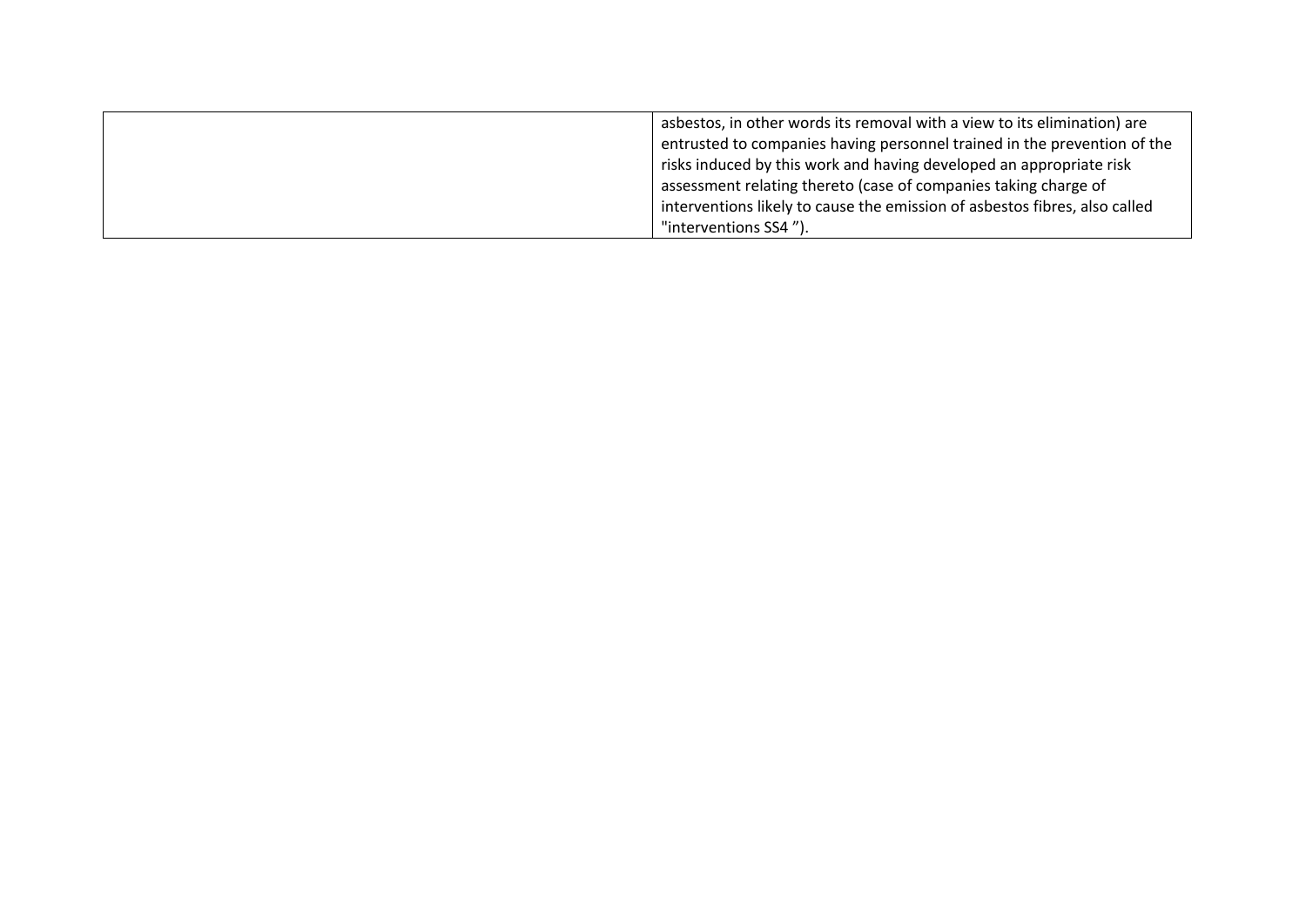| | |
|---|---|
| | asbestos, in other words its removal with a view to its elimination) are entrusted to companies having personnel trained in the prevention of the risks induced by this work and having developed an appropriate risk assessment relating thereto (case of companies taking charge of interventions likely to cause the emission of asbestos fibres, also called "interventions SS4 "). |